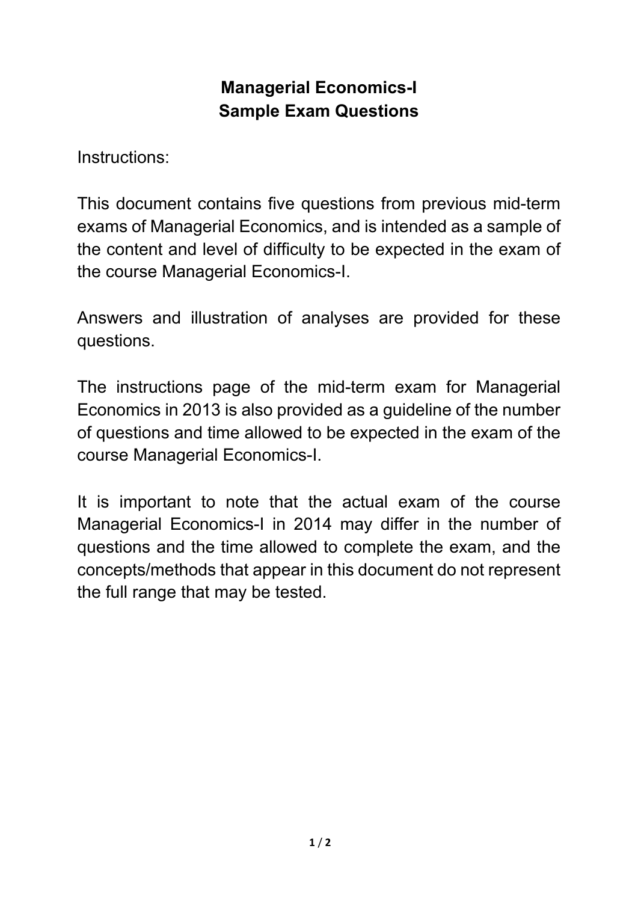# Managerial Economics-I
# Sample Exam Questions

Instructions:

This document contains five questions from previous mid-term exams of Managerial Economics, and is intended as a sample of the content and level of difficulty to be expected in the exam of the course Managerial Economics-I.

Answers and illustration of analyses are provided for these questions.

The instructions page of the mid-term exam for Managerial Economics in 2013 is also provided as a guideline of the number of questions and time allowed to be expected in the exam of the course Managerial Economics-I.

It is important to note that the actual exam of the course Managerial Economics-I in 2014 may differ in the number of questions and the time allowed to complete the exam, and the concepts/methods that appear in this document do not represent the full range that may be tested.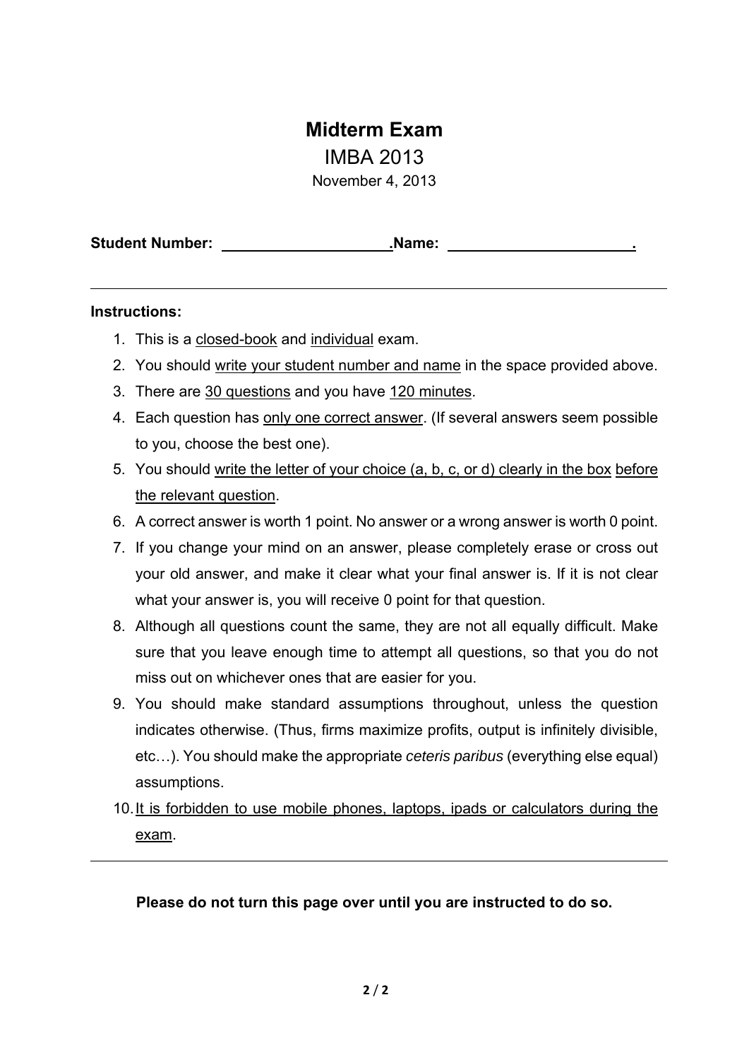# Midterm Exam

IMBA 2013

November 4, 2013

**Student Number: \_\_\_\_\_\_\_\_\_\_\_\_\_\_\_\_\_\_\_\_.Name: \_\_\_\_\_\_\_\_\_\_\_\_\_\_\_\_\_\_\_\_\_\_.**

---

**Instructions:**

1. This is a <u>closed-book</u> and <u>individual</u> exam.
2. You should <u>write your student number and name</u> in the space provided above.
3. There are <u>30 questions</u> and you have <u>120 minutes</u>.
4. Each question has <u>only one correct answer</u>. (If several answers seem possible to you, choose the best one).
5. You should <u>write the letter of your choice (a, b, c, or d) clearly in the box</u> <u>before the relevant question</u>.
6. A correct answer is worth 1 point. No answer or a wrong answer is worth 0 point.
7. If you change your mind on an answer, please completely erase or cross out your old answer, and make it clear what your final answer is. If it is not clear what your answer is, you will receive 0 point for that question.
8. Although all questions count the same, they are not all equally difficult. Make sure that you leave enough time to attempt all questions, so that you do not miss out on whichever ones that are easier for you.
9. You should make standard assumptions throughout, unless the question indicates otherwise. (Thus, firms maximize profits, output is infinitely divisible, etc…). You should make the appropriate *ceteris paribus* (everything else equal) assumptions.
10. <u>It is forbidden to use mobile phones, laptops, ipads or calculators during the exam</u>.

---

**Please do not turn this page over until you are instructed to do so.**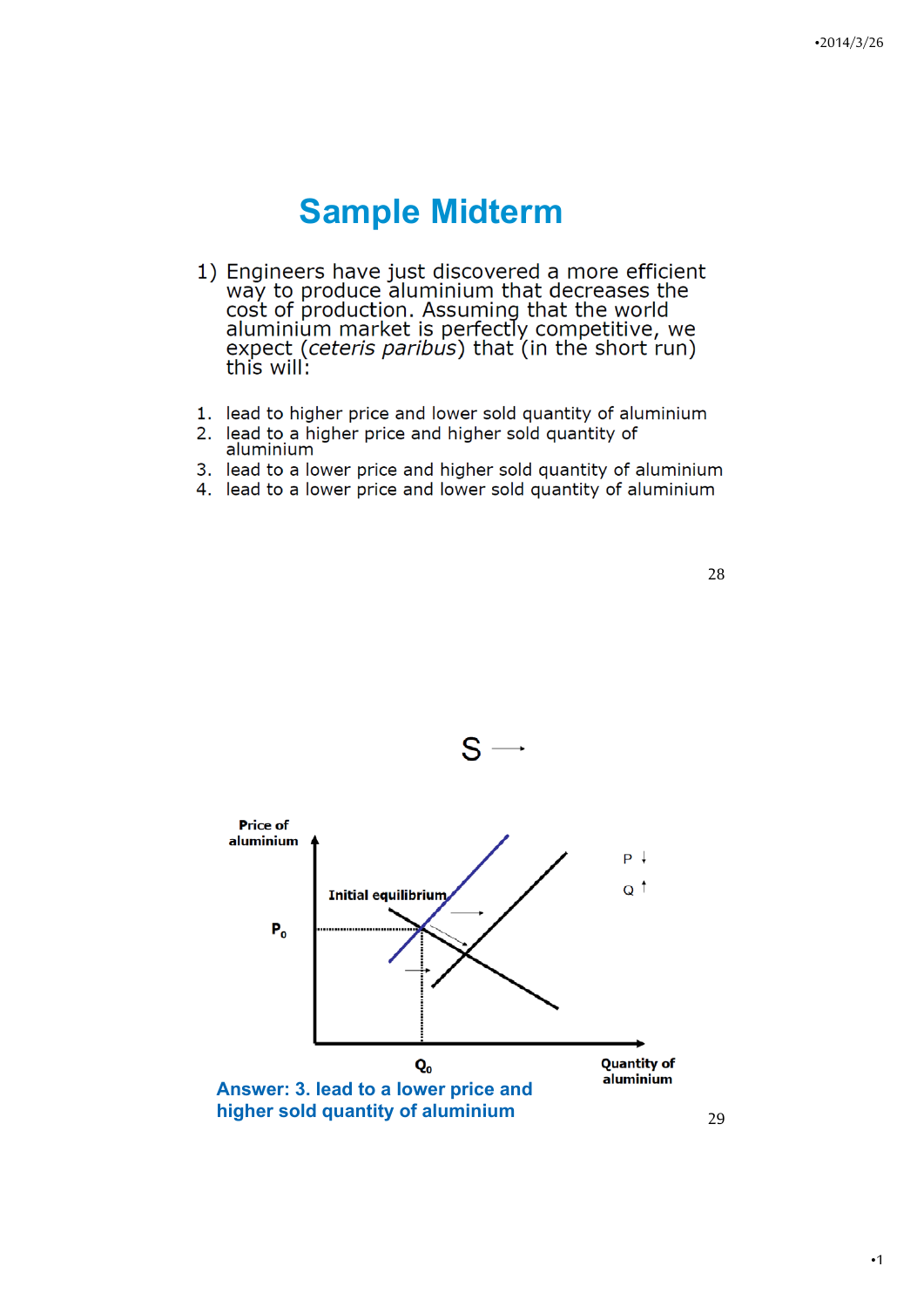# Sample Midterm

1) Engineers have just discovered a more efficient way to produce aluminium that decreases the cost of production. Assuming that the world aluminium market is perfectly competitive, we expect (*ceteris paribus*) that (in the short run) this will:

1. lead to higher price and lower sold quantity of aluminium
2. lead to a higher price and higher sold quantity of aluminium
3. lead to a lower price and higher sold quantity of aluminium
4. lead to a lower price and lower sold quantity of aluminium

S →

Price of aluminium

Initial equilibrium

$P_0$

$Q_0$

Quantity of aluminium

P ↓

Q ↑

**Answer: 3. lead to a lower price and higher sold quantity of aluminium**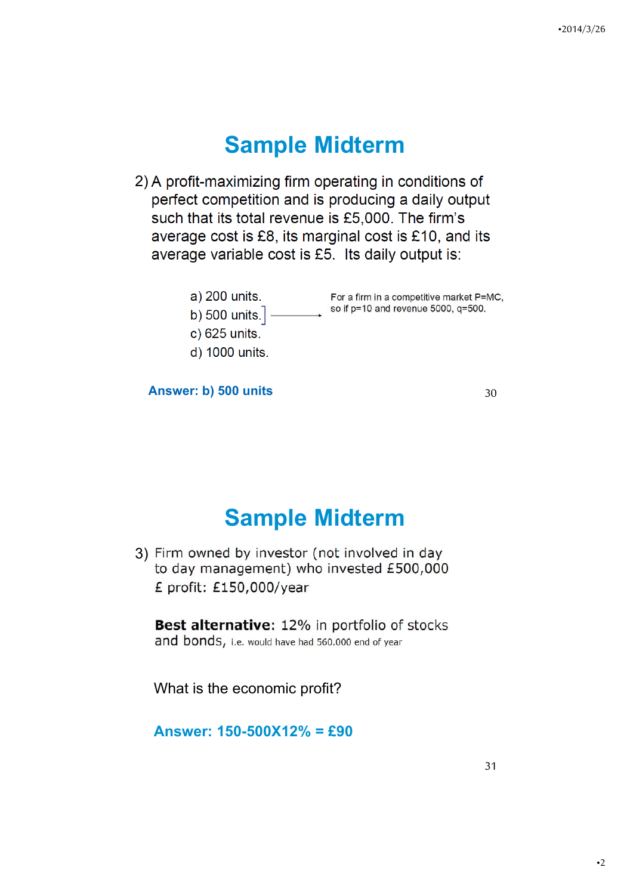# Sample Midterm

2) A profit-maximizing firm operating in conditions of perfect competition and is producing a daily output such that its total revenue is £5,000. The firm's average cost is £8, its marginal cost is £10, and its average variable cost is £5. Its daily output is:

a) 200 units.
b) 500 units.
c) 625 units.
d) 1000 units.

For a firm in a competitive market P=MC, so if p=10 and revenue 5000, q=500.

**Answer: b) 500 units**

# Sample Midterm

3) Firm owned by investor (not involved in day to day management) who invested £500,000
£ profit: £150,000/year

**Best alternative:** 12% in portfolio of stocks and bonds, i.e. would have had 560.000 end of year

What is the economic profit?

**Answer: 150-500X12% = £90**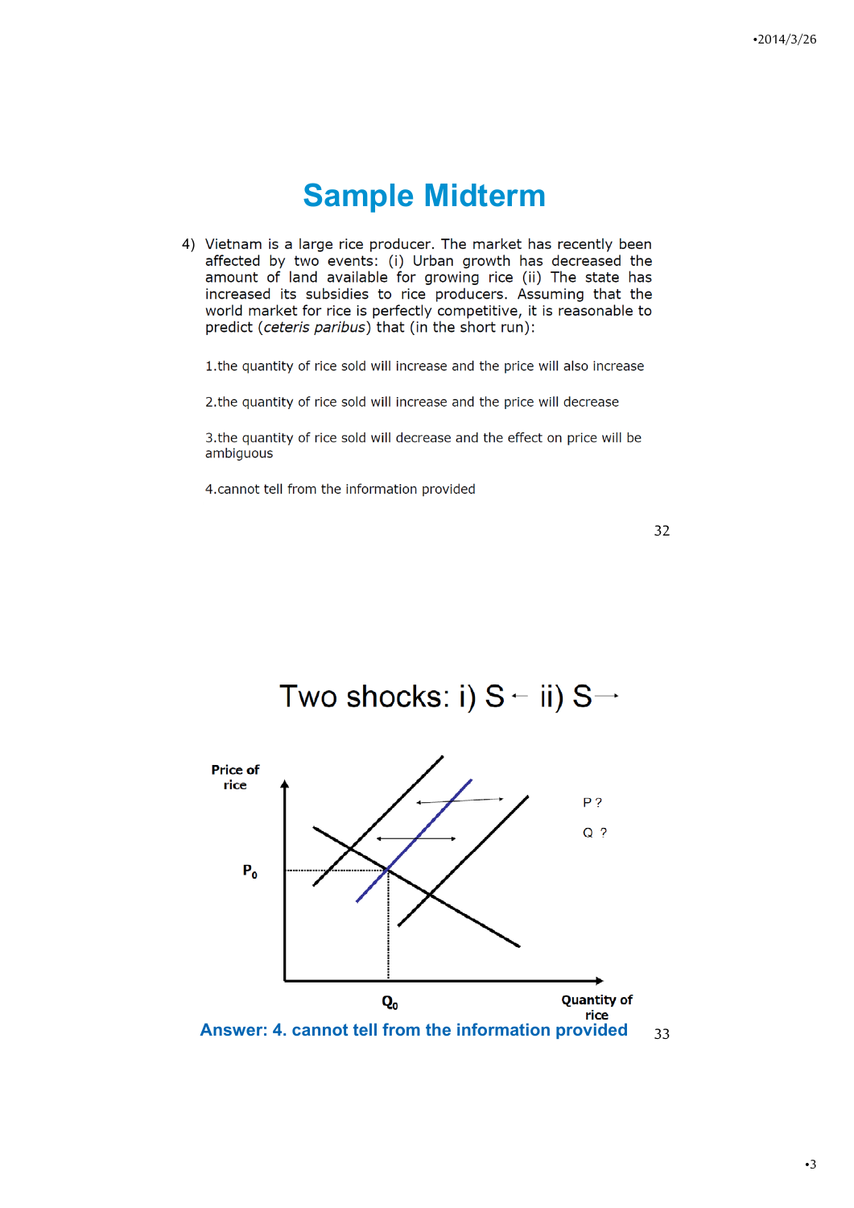# Sample Midterm

4) Vietnam is a large rice producer. The market has recently been affected by two events: (i) Urban growth has decreased the amount of land available for growing rice (ii) The state has increased its subsidies to rice producers. Assuming that the world market for rice is perfectly competitive, it is reasonable to predict (*ceteris paribus*) that (in the short run):

1. the quantity of rice sold will increase and the price will also increase

2. the quantity of rice sold will increase and the price will decrease

3. the quantity of rice sold will decrease and the effect on price will be ambiguous

4. cannot tell from the information provided

## Two shocks: i) S ← ii) S →

Price of rice

$P_0$

P ?

Q ?

$Q_0$

Quantity of rice

**Answer: 4. cannot tell from the information provided**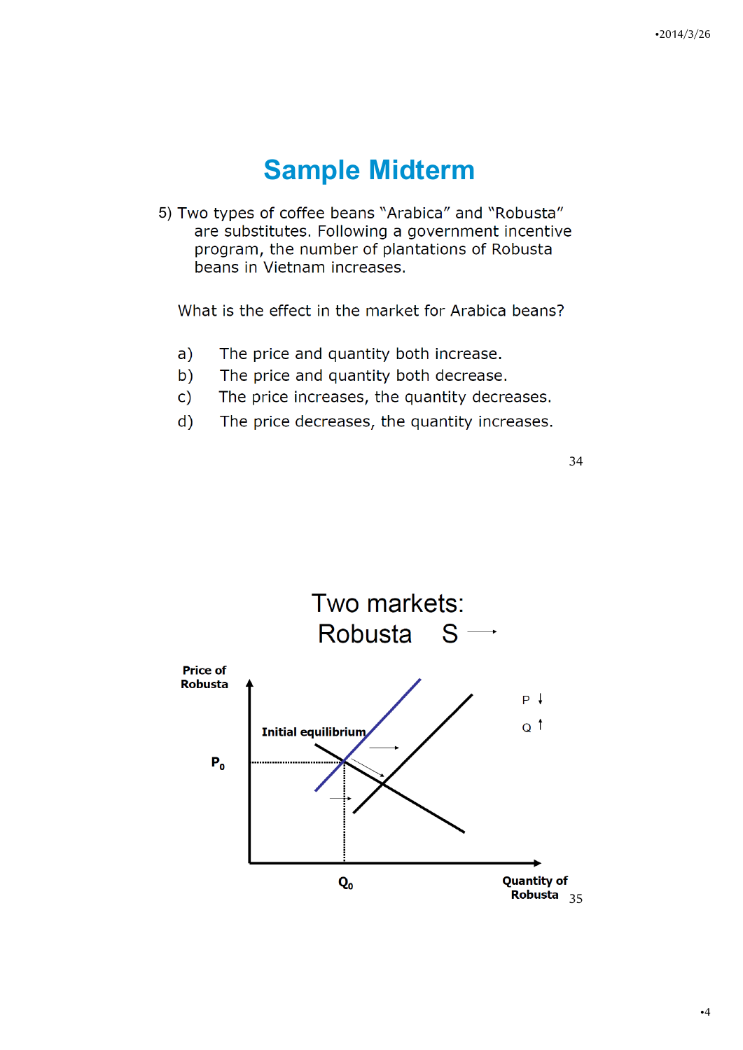# Sample Midterm

5) Two types of coffee beans "Arabica" and "Robusta" are substitutes. Following a government incentive program, the number of plantations of Robusta beans in Vietnam increases.

What is the effect in the market for Arabica beans?

a) The price and quantity both increase.
b) The price and quantity both decrease.
c) The price increases, the quantity decreases.
d) The price decreases, the quantity increases.

# Two markets: Robusta S →

Price of Robusta

Initial equilibrium

$P_0$

$Q_0$

Quantity of Robusta

P ↓

Q ↑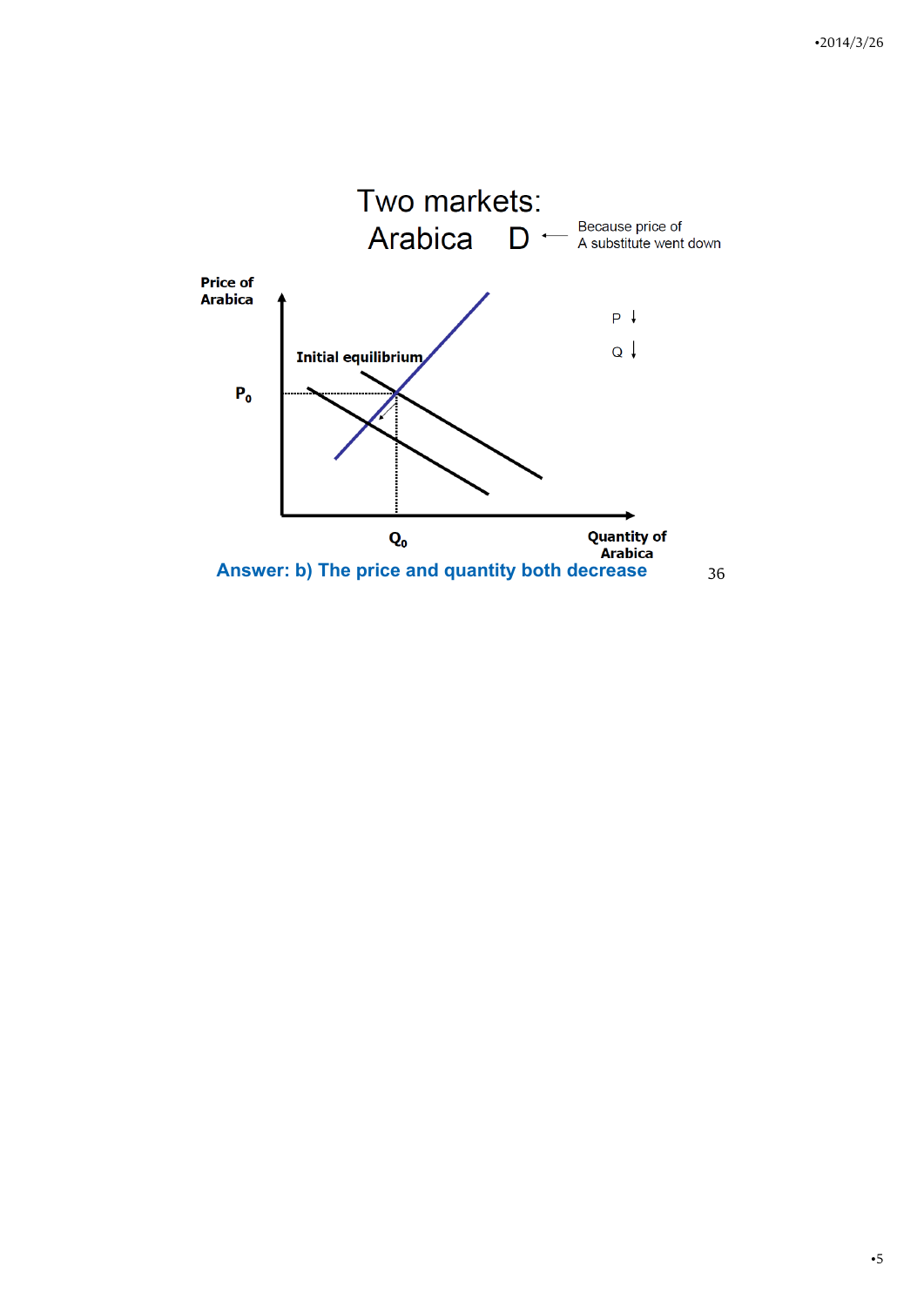# Two markets:

## Arabica D ← Because price of A substitute went down

Price of Arabica

Initial equilibrium

$P_0$

$Q_0$

Quantity of Arabica

P ↓

Q ↓

**Answer: b) The price and quantity both decrease**